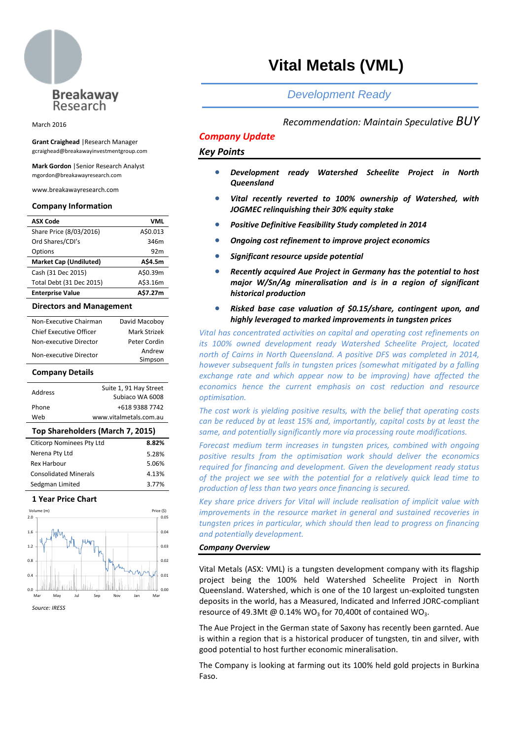Breakaway Research

March 2016

**Grant Craighead** |Research Manager
gcraighead@breakawayinvestmentgroup.com

**Mark Gordon** |Senior Research Analyst
mgordon@breakawayresearch.com

www.breakawayresearch.com

### Company Information

| **ASX Code** | **VML** |
|---|---|
| Share Price (8/03/2016) | A$0.013 |
| Ord Shares/CDI's | 346m |
| Options | 92m |
| **Market Cap (Undiluted)** | **A$4.5m** |
| Cash (31 Dec 2015) | A$0.39m |
| Total Debt (31 Dec 2015) | A$3.16m |
| **Enterprise Value** | **A$7.27m** |

### Directors and Management

| | |
|---|---|
| Non-Executive Chairman | David Macoboy |
| Chief Executive Officer | Mark Strizek |
| Non-executive Director | Peter Cordin |
| Non-executive Director | Andrew Simpson |

### Company Details

| | |
|---|---|
| Address | Suite 1, 91 Hay Street Subiaco WA 6008 |
| Phone | +618 9388 7742 |
| Web | www.vitalmetals.com.au |

### Top Shareholders (March 7, 2015)

| | |
|---|---|
| Citicorp Nominees Pty Ltd | **8.82%** |
| Nerena Pty Ltd | 5.28% |
| Rex Harbour | 5.06% |
| Consolidated Minerals | 4.13% |
| Sedgman Limited | 3.77% |

### 1 Year Price Chart

*Source: IRESS*

# Vital Metals (VML)

## *Development Ready*

*Recommendation: Maintain Speculative BUY*

## *Company Update*

### *Key Points*

- ***Development ready Watershed Scheelite Project in North Queensland***
- ***Vital recently reverted to 100% ownership of Watershed, with JOGMEC relinquishing their 30% equity stake***
- ***Positive Definitive Feasibility Study completed in 2014***
- ***Ongoing cost refinement to improve project economics***
- ***Significant resource upside potential***
- ***Recently acquired Aue Project in Germany has the potential to host major W/Sn/Ag mineralisation and is in a region of significant historical production***
- ***Risked base case valuation of $0.15/share, contingent upon, and highly leveraged to marked improvements in tungsten prices***

*Vital has concentrated activities on capital and operating cost refinements on its 100% owned development ready Watershed Scheelite Project, located north of Cairns in North Queensland. A positive DFS was completed in 2014, however subsequent falls in tungsten prices (somewhat mitigated by a falling exchange rate and which appear now to be improving) have affected the economics hence the current emphasis on cost reduction and resource optimisation.*

*The cost work is yielding positive results, with the belief that operating costs can be reduced by at least 15% and, importantly, capital costs by at least the same, and potentially significantly more via processing route modifications.*

*Forecast medium term increases in tungsten prices, combined with ongoing positive results from the optimisation work should deliver the economics required for financing and development. Given the development ready status of the project we see with the potential for a relatively quick lead time to production of less than two years once financing is secured.*

*Key share price drivers for Vital will include realisation of implicit value with improvements in the resource market in general and sustained recoveries in tungsten prices in particular, which should then lead to progress on financing and potentially development.*

### *Company Overview*

Vital Metals (ASX: VML) is a tungsten development company with its flagship project being the 100% held Watershed Scheelite Project in North Queensland. Watershed, which is one of the 10 largest un-exploited tungsten deposits in the world, has a Measured, Indicated and Inferred JORC-compliant resource of 49.3Mt @ 0.14% $WO_3$ for 70,400t of contained $WO_3$.

The Aue Project in the German state of Saxony has recently been garnted. Aue is within a region that is a historical producer of tungsten, tin and silver, with good potential to host further economic mineralisation.

The Company is looking at farming out its 100% held gold projects in Burkina Faso.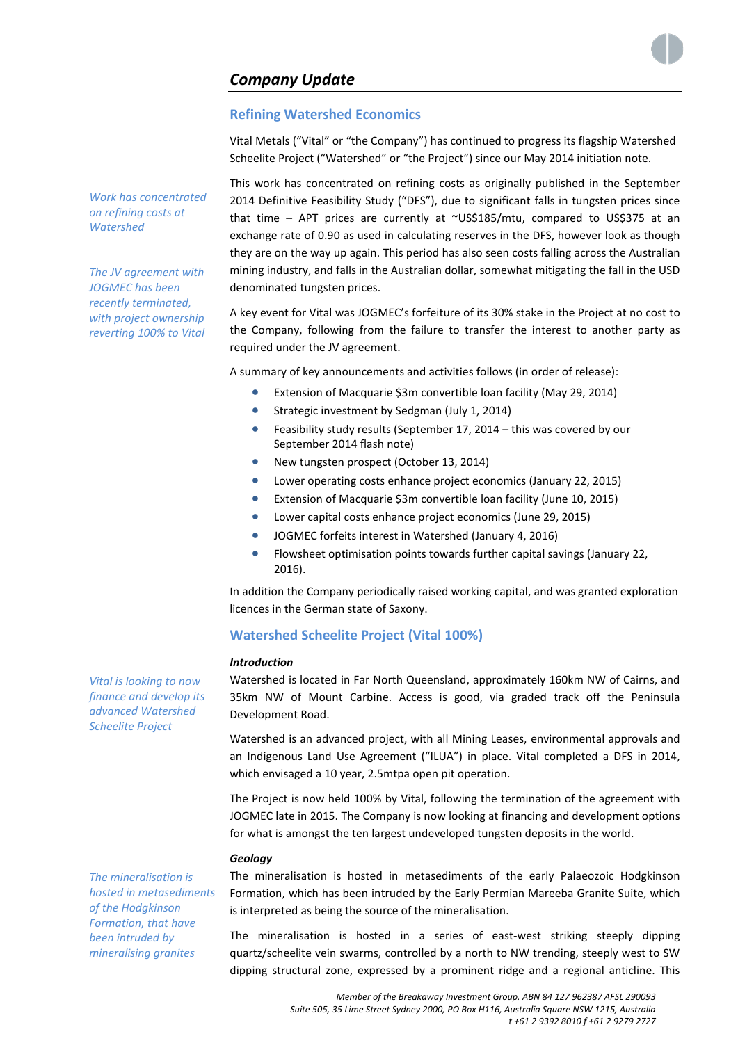## Company Update

### Refining Watershed Economics

Vital Metals ("Vital" or "the Company") has continued to progress its flagship Watershed Scheelite Project ("Watershed" or "the Project") since our May 2014 initiation note.

*Work has concentrated on refining costs at Watershed*

This work has concentrated on refining costs as originally published in the September 2014 Definitive Feasibility Study ("DFS"), due to significant falls in tungsten prices since that time – APT prices are currently at ~US$185/mtu, compared to US$375 at an exchange rate of 0.90 as used in calculating reserves in the DFS, however look as though they are on the way up again. This period has also seen costs falling across the Australian mining industry, and falls in the Australian dollar, somewhat mitigating the fall in the USD denominated tungsten prices.

*The JV agreement with JOGMEC has been recently terminated, with project ownership reverting 100% to Vital*

A key event for Vital was JOGMEC's forfeiture of its 30% stake in the Project at no cost to the Company, following from the failure to transfer the interest to another party as required under the JV agreement.

A summary of key announcements and activities follows (in order of release):

- Extension of Macquarie $3m convertible loan facility (May 29, 2014)
- Strategic investment by Sedgman (July 1, 2014)
- Feasibility study results (September 17, 2014 – this was covered by our September 2014 flash note)
- New tungsten prospect (October 13, 2014)
- Lower operating costs enhance project economics (January 22, 2015)
- Extension of Macquarie $3m convertible loan facility (June 10, 2015)
- Lower capital costs enhance project economics (June 29, 2015)
- JOGMEC forfeits interest in Watershed (January 4, 2016)
- Flowsheet optimisation points towards further capital savings (January 22, 2016).

In addition the Company periodically raised working capital, and was granted exploration licences in the German state of Saxony.

### Watershed Scheelite Project (Vital 100%)

#### *Introduction*

*Vital is looking to now finance and develop its advanced Watershed Scheelite Project*

Watershed is located in Far North Queensland, approximately 160km NW of Cairns, and 35km NW of Mount Carbine. Access is good, via graded track off the Peninsula Development Road.

Watershed is an advanced project, with all Mining Leases, environmental approvals and an Indigenous Land Use Agreement ("ILUA") in place. Vital completed a DFS in 2014, which envisaged a 10 year, 2.5mtpa open pit operation.

The Project is now held 100% by Vital, following the termination of the agreement with JOGMEC late in 2015. The Company is now looking at financing and development options for what is amongst the ten largest undeveloped tungsten deposits in the world.

#### *Geology*

*The mineralisation is hosted in metasediments of the Hodgkinson Formation, that have been intruded by mineralising granites*

The mineralisation is hosted in metasediments of the early Palaeozoic Hodgkinson Formation, which has been intruded by the Early Permian Mareeba Granite Suite, which is interpreted as being the source of the mineralisation.

The mineralisation is hosted in a series of east-west striking steeply dipping quartz/scheelite vein swarms, controlled by a north to NW trending, steeply west to SW dipping structural zone, expressed by a prominent ridge and a regional anticline. This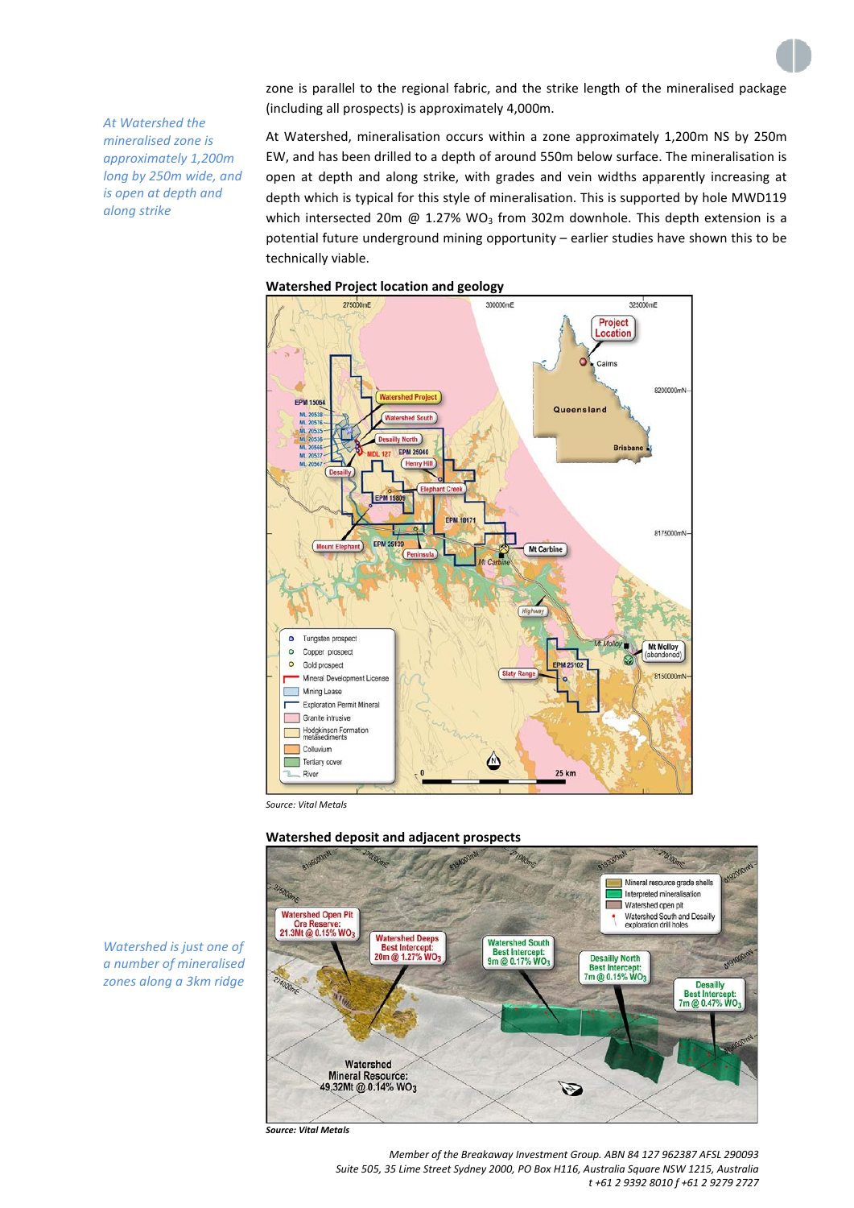zone is parallel to the regional fabric, and the strike length of the mineralised package (including all prospects) is approximately 4,000m.

*At Watershed the mineralised zone is approximately 1,200m long by 250m wide, and is open at depth and along strike*

At Watershed, mineralisation occurs within a zone approximately 1,200m NS by 250m EW, and has been drilled to a depth of around 550m below surface. The mineralisation is open at depth and along strike, with grades and vein widths apparently increasing at depth which is typical for this style of mineralisation. This is supported by hole MWD119 which intersected 20m @ 1.27% $WO_3$ from 302m downhole. This depth extension is a potential future underground mining opportunity – earlier studies have shown this to be technically viable.

**Watershed Project location and geology**

*Source: Vital Metals*

**Watershed deposit and adjacent prospects**

*Watershed is just one of a number of mineralised zones along a 3km ridge*

***Source: Vital Metals***

*Member of the Breakaway Investment Group. ABN 84 127 962387 AFSL 290097*
*Suite 505, 35 Lime Street Sydney 2000, PO Box H116, Australia Square NSW 1215, Australia*
*t +61 2 9392 8010 f +61 2 9279 2727*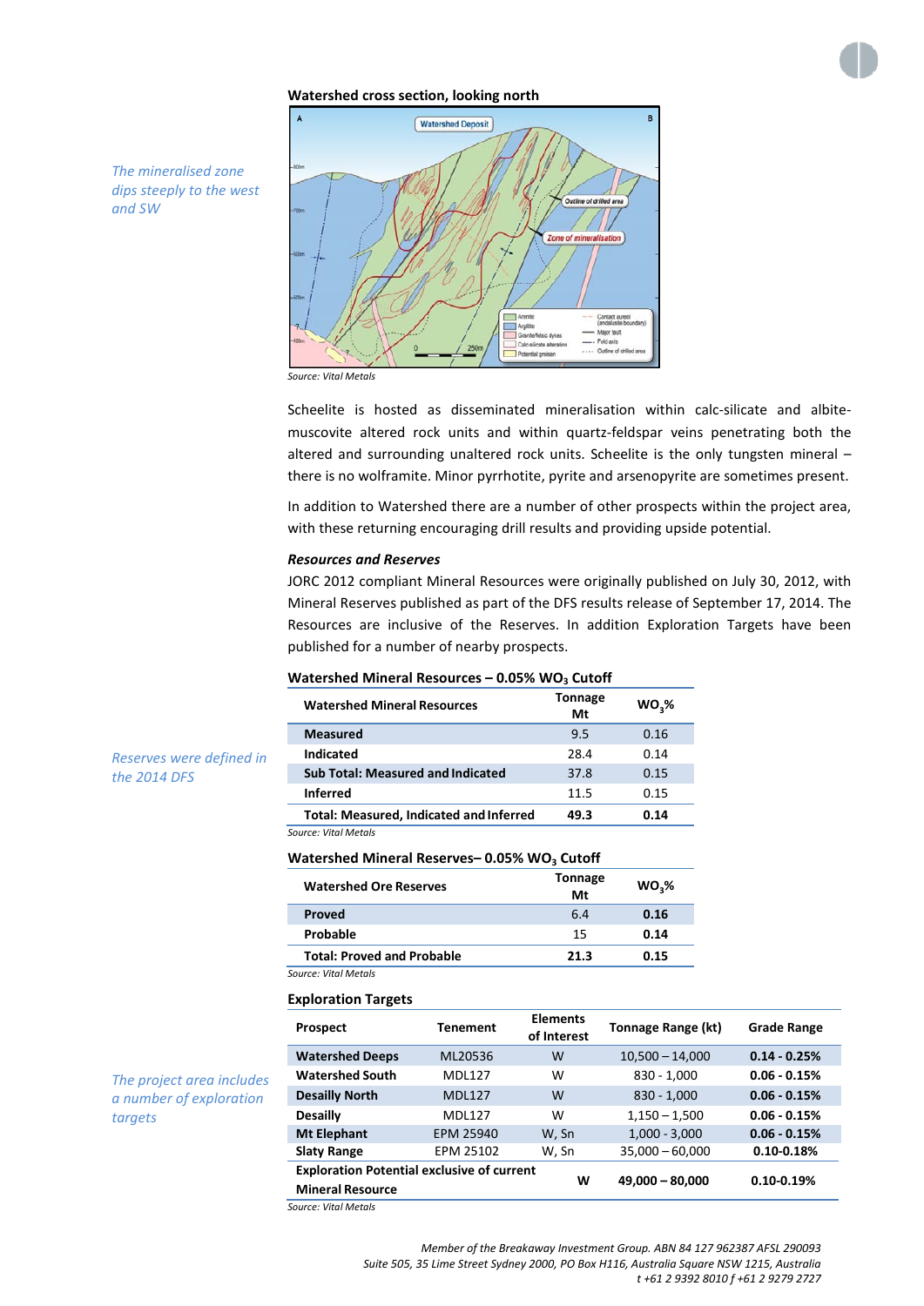**Watershed cross section, looking north**

Source: Vital Metals

*The mineralised zone dips steeply to the west and SW*

Scheelite is hosted as disseminated mineralisation within calc-silicate and albite-muscovite altered rock units and within quartz-feldspar veins penetrating both the altered and surrounding unaltered rock units. Scheelite is the only tungsten mineral – there is no wolframite. Minor pyrrhotite, pyrite and arsenopyrite are sometimes present.

In addition to Watershed there are a number of other prospects within the project area, with these returning encouraging drill results and providing upside potential.

### *Resources and Reserves*

JORC 2012 compliant Mineral Resources were originally published on July 30, 2012, with Mineral Reserves published as part of the DFS results release of September 17, 2014. The Resources are inclusive of the Reserves. In addition Exploration Targets have been published for a number of nearby prospects.

*Reserves were defined in the 2014 DFS*

**Watershed Mineral Resources – 0.05% $WO_3$ Cutoff**

| Watershed Mineral Resources | Tonnage Mt | $WO_3$% |
|---|---|---|
| **Measured** | 9.5 | 0.16 |
| **Indicated** | 28.4 | 0.14 |
| **Sub Total: Measured and Indicated** | 37.8 | 0.15 |
| **Inferred** | 11.5 | 0.15 |
| **Total: Measured, Indicated and Inferred** | **49.3** | **0.14** |

Source: Vital Metals

**Watershed Mineral Reserves– 0.05% $WO_3$ Cutoff**

| Watershed Ore Reserves | Tonnage Mt | $WO_3$% |
|---|---|---|
| **Proved** | 6.4 | **0.16** |
| **Probable** | 15 | **0.14** |
| **Total: Proved and Probable** | **21.3** | **0.15** |

Source: Vital Metals

**Exploration Targets**

*The project area includes a number of exploration targets*

| Prospect | Tenement | Elements of Interest | Tonnage Range (kt) | Grade Range |
|---|---|---|---|---|
| **Watershed Deeps** | ML20536 | W | 10,500 – 14,000 | **0.14 - 0.25%** |
| **Watershed South** | MDL127 | W | 830 - 1,000 | **0.06 - 0.15%** |
| **Desailly North** | MDL127 | W | 830 - 1,000 | **0.06 - 0.15%** |
| **Desailly** | MDL127 | W | 1,150 – 1,500 | **0.06 - 0.15%** |
| **Mt Elephant** | EPM 25940 | W, Sn | 1,000 - 3,000 | **0.06 - 0.15%** |
| **Slaty Range** | EPM 25102 | W, Sn | 35,000 – 60,000 | **0.10-0.18%** |
| **Exploration Potential exclusive of current Mineral Resource** | | **W** | **49,000 – 80,000** | **0.10-0.19%** |

Source: Vital Metals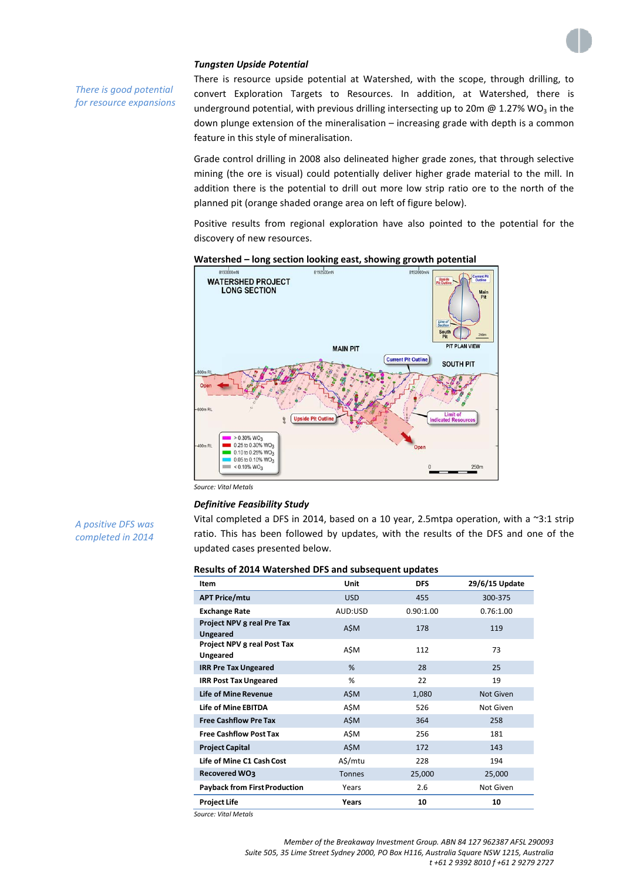### Tungsten Upside Potential

*There is good potential for resource expansions*

There is resource upside potential at Watershed, with the scope, through drilling, to convert Exploration Targets to Resources. In addition, at Watershed, there is underground potential, with previous drilling intersecting up to 20m @ 1.27% $WO_3$ in the down plunge extension of the mineralisation – increasing grade with depth is a common feature in this style of mineralisation.

Grade control drilling in 2008 also delineated higher grade zones, that through selective mining (the ore is visual) could potentially deliver higher grade material to the mill. In addition there is the potential to drill out more low strip ratio ore to the north of the planned pit (orange shaded orange area on left of figure below).

Positive results from regional exploration have also pointed to the potential for the discovery of new resources.

**Watershed – long section looking east, showing growth potential**

*Source: Vital Metals*

### Definitive Feasibility Study

*A positive DFS was completed in 2014*

Vital completed a DFS in 2014, based on a 10 year, 2.5mtpa operation, with a ~3:1 strip ratio. This has been followed by updates, with the results of the DFS and one of the updated cases presented below.

**Results of 2014 Watershed DFS and subsequent updates**

| Item | Unit | DFS | 29/6/15 Update |
|---|---|---|---|
| **APT Price/mtu** | USD | 455 | 300-375 |
| **Exchange Rate** | AUD:USD | 0.90:1.00 | 0.76:1.00 |
| **Project NPV 8 real Pre Tax Ungeared** | A$M | 178 | 119 |
| **Project NPV 8 real Post Tax Ungeared** | A$M | 112 | 73 |
| **IRR Pre Tax Ungeared** | % | 28 | 25 |
| **IRR Post Tax Ungeared** | % | 22 | 19 |
| **Life of Mine Revenue** | A$M | 1,080 | Not Given |
| **Life of Mine EBITDA** | A$M | 526 | Not Given |
| **Free Cashflow Pre Tax** | A$M | 364 | 258 |
| **Free Cashflow Post Tax** | A$M | 256 | 181 |
| **Project Capital** | A$M | 172 | 143 |
| **Life of Mine C1 Cash Cost** | A$/mtu | 228 | 194 |
| **Recovered WO3** | Tonnes | 25,000 | 25,000 |
| **Payback from First Production** | Years | 2.6 | Not Given |
| **Project Life** | **Years** | **10** | **10** |

*Source: Vital Metals*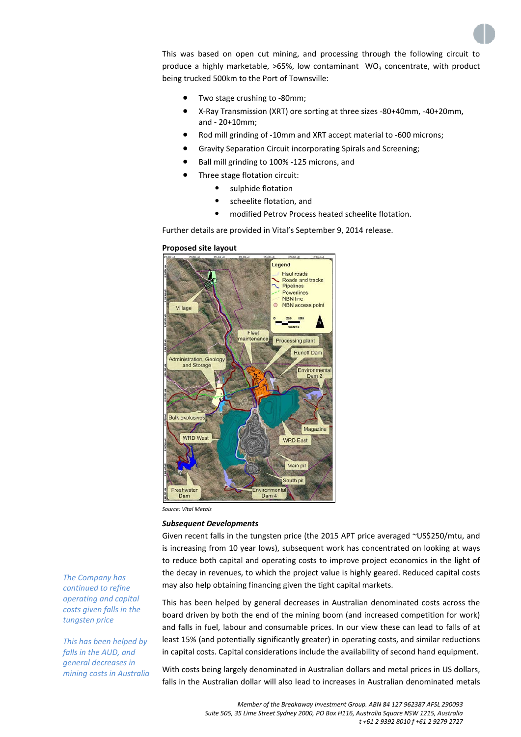This was based on open cut mining, and processing through the following circuit to produce a highly marketable, >65%, low contaminant $WO_3$ concentrate, with product being trucked 500km to the Port of Townsville:

- Two stage crushing to -80mm;
- X-Ray Transmission (XRT) ore sorting at three sizes -80+40mm, -40+20mm, and - 20+10mm;
- Rod mill grinding of -10mm and XRT accept material to -600 microns;
- Gravity Separation Circuit incorporating Spirals and Screening;
- Ball mill grinding to 100% -125 microns, and
- Three stage flotation circuit:
  - sulphide flotation
  - scheelite flotation, and
  - modified Petrov Process heated scheelite flotation.

Further details are provided in Vital's September 9, 2014 release.

**Proposed site layout**

*Source: Vital Metals*

***Subsequent Developments***

*The Company has continued to refine operating and capital costs given falls in the tungsten price*

Given recent falls in the tungsten price (the 2015 APT price averaged ~US$250/mtu, and is increasing from 10 year lows), subsequent work has concentrated on looking at ways to reduce both capital and operating costs to improve project economics in the light of the decay in revenues, to which the project value is highly geared. Reduced capital costs may also help obtaining financing given the tight capital markets.

*This has been helped by falls in the AUD, and general decreases in mining costs in Australia*

This has been helped by general decreases in Australian denominated costs across the board driven by both the end of the mining boom (and increased competition for work) and falls in fuel, labour and consumable prices. In our view these can lead to falls of at least 15% (and potentially significantly greater) in operating costs, and similar reductions in capital costs. Capital considerations include the availability of second hand equipment.

With costs being largely denominated in Australian dollars and metal prices in US dollars, falls in the Australian dollar will also lead to increases in Australian denominated metals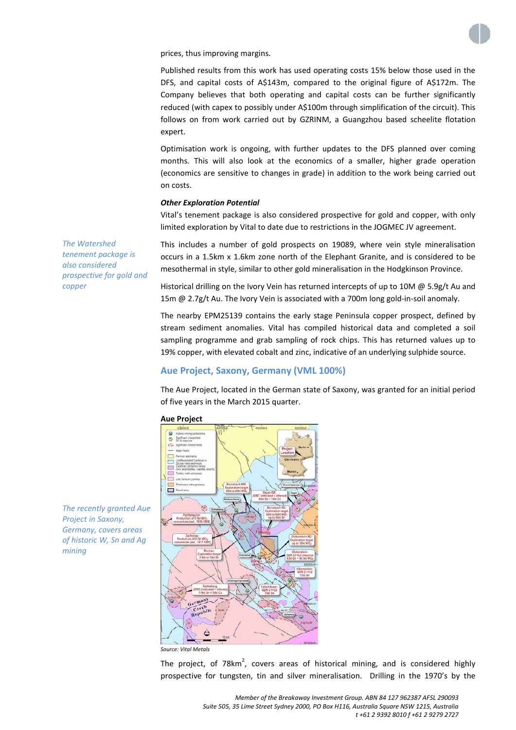prices, thus improving margins.

Published results from this work has used operating costs 15% below those used in the DFS, and capital costs of A$143m, compared to the original figure of A$172m. The Company believes that both operating and capital costs can be further significantly reduced (with capex to possibly under A$100m through simplification of the circuit). This follows on from work carried out by GZRINM, a Guangzhou based scheelite flotation expert.

Optimisation work is ongoing, with further updates to the DFS planned over coming months. This will also look at the economics of a smaller, higher grade operation (economics are sensitive to changes in grade) in addition to the work being carried out on costs.

***Other Exploration Potential***

Vital's tenement package is also considered prospective for gold and copper, with only limited exploration by Vital to date due to restrictions in the JOGMEC JV agreement.

*The Watershed tenement package is also considered prospective for gold and copper*

This includes a number of gold prospects on 19089, where vein style mineralisation occurs in a 1.5km x 1.6km zone north of the Elephant Granite, and is considered to be mesothermal in style, similar to other gold mineralisation in the Hodgkinson Province.

Historical drilling on the Ivory Vein has returned intercepts of up to 10M @ 5.9g/t Au and 15m @ 2.7g/t Au. The Ivory Vein is associated with a 700m long gold-in-soil anomaly.

The nearby EPM25139 contains the early stage Peninsula copper prospect, defined by stream sediment anomalies. Vital has compiled historical data and completed a soil sampling programme and grab sampling of rock chips. This has returned values up to 19% copper, with elevated cobalt and zinc, indicative of an underlying sulphide source.

## Aue Project, Saxony, Germany (VML 100%)

The Aue Project, located in the German state of Saxony, was granted for an initial period of five years in the March 2015 quarter.

*The recently granted Aue Project in Saxony, Germany, covers areas of historic W, Sn and Ag mining*

**Aue Project**

*Source: Vital Metals*

The project, of 78km$^2$, covers areas of historical mining, and is considered highly prospective for tungsten, tin and silver mineralisation. Drilling in the 1970's by the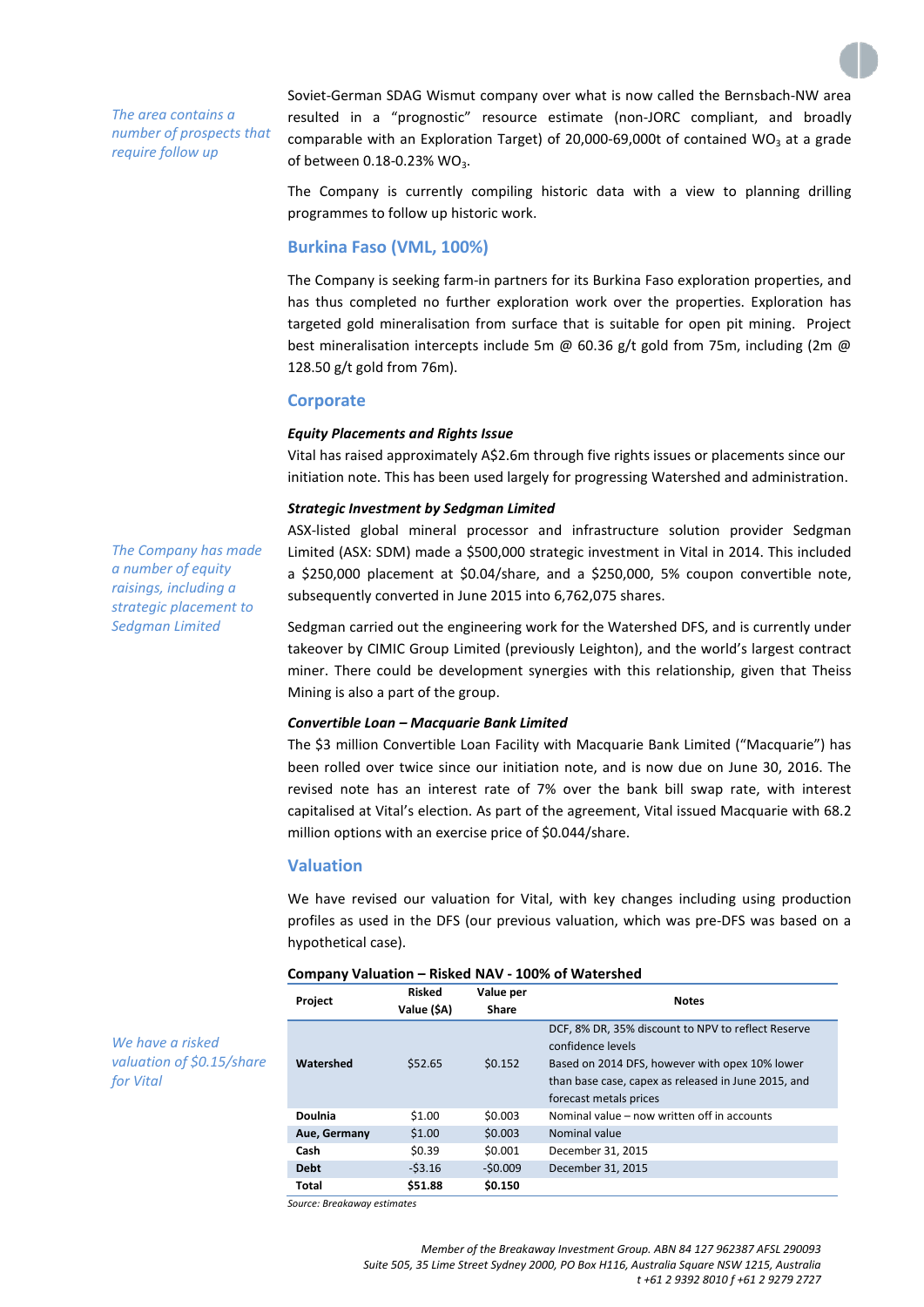*The area contains a number of prospects that require follow up*

Soviet-German SDAG Wismut company over what is now called the Bernsbach-NW area resulted in a "prognostic" resource estimate (non-JORC compliant, and broadly comparable with an Exploration Target) of 20,000-69,000t of contained $WO_3$ at a grade of between 0.18-0.23% $WO_3$.

The Company is currently compiling historic data with a view to planning drilling programmes to follow up historic work.

## Burkina Faso (VML, 100%)

The Company is seeking farm-in partners for its Burkina Faso exploration properties, and has thus completed no further exploration work over the properties. Exploration has targeted gold mineralisation from surface that is suitable for open pit mining. Project best mineralisation intercepts include 5m @ 60.36 g/t gold from 75m, including (2m @ 128.50 g/t gold from 76m).

## Corporate

***Equity Placements and Rights Issue***

Vital has raised approximately A$2.6m through five rights issues or placements since our initiation note. This has been used largely for progressing Watershed and administration.

***Strategic Investment by Sedgman Limited***

*The Company has made a number of equity raisings, including a strategic placement to Sedgman Limited*

ASX-listed global mineral processor and infrastructure solution provider Sedgman Limited (ASX: SDM) made a $500,000 strategic investment in Vital in 2014. This included a $250,000 placement at $0.04/share, and a $250,000, 5% coupon convertible note, subsequently converted in June 2015 into 6,762,075 shares.

Sedgman carried out the engineering work for the Watershed DFS, and is currently under takeover by CIMIC Group Limited (previously Leighton), and the world's largest contract miner. There could be development synergies with this relationship, given that Theiss Mining is also a part of the group.

***Convertible Loan – Macquarie Bank Limited***

The $3 million Convertible Loan Facility with Macquarie Bank Limited ("Macquarie") has been rolled over twice since our initiation note, and is now due on June 30, 2016. The revised note has an interest rate of 7% over the bank bill swap rate, with interest capitalised at Vital's election. As part of the agreement, Vital issued Macquarie with 68.2 million options with an exercise price of $0.044/share.

## Valuation

We have revised our valuation for Vital, with key changes including using production profiles as used in the DFS (our previous valuation, which was pre-DFS was based on a hypothetical case).

*We have a risked valuation of $0.15/share for Vital*

**Company Valuation – Risked NAV - 100% of Watershed**

| Project | Risked Value ($A) | Value per Share | Notes |
|---|---|---|---|
| **Watershed** | $52.65 | $0.152 | DCF, 8% DR, 35% discount to NPV to reflect Reserve confidence levels<br>Based on 2014 DFS, however with opex 10% lower than base case, capex as released in June 2015, and forecast metals prices |
| **Doulnia** | $1.00 | $0.003 | Nominal value – now written off in accounts |
| **Aue, Germany** | $1.00 | $0.003 | Nominal value |
| **Cash** | $0.39 | $0.001 | December 31, 2015 |
| **Debt** | -$3.16 | -$0.009 | December 31, 2015 |
| **Total** | **$51.88** | **$0.150** | |

*Source: Breakaway estimates*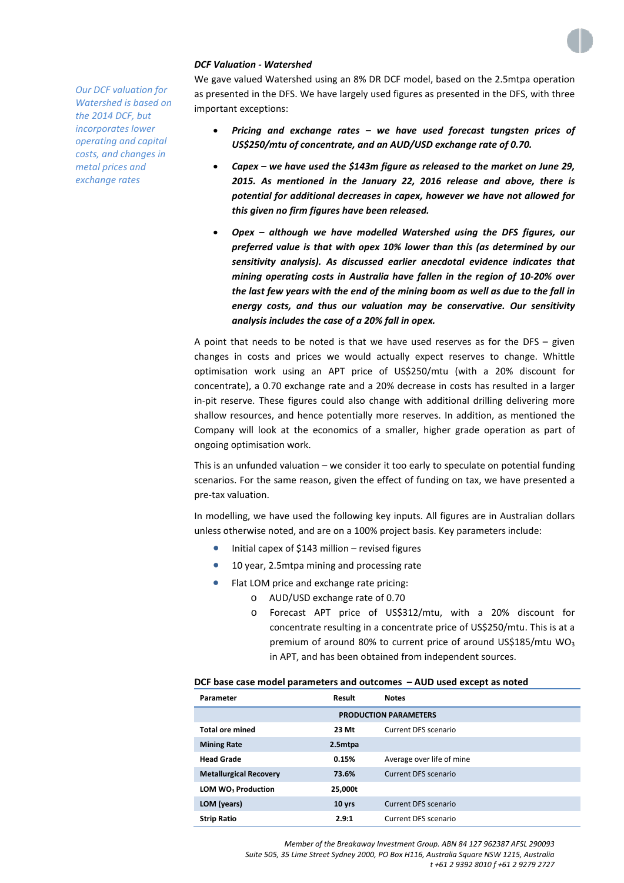### *DCF Valuation - Watershed*

*Our DCF valuation for Watershed is based on the 2014 DCF, but incorporates lower operating and capital costs, and changes in metal prices and exchange rates*

We gave valued Watershed using an 8% DR DCF model, based on the 2.5mtpa operation as presented in the DFS. We have largely used figures as presented in the DFS, with three important exceptions:

- ***Pricing and exchange rates – we have used forecast tungsten prices of US$250/mtu of concentrate, and an AUD/USD exchange rate of 0.70.***
- ***Capex – we have used the $143m figure as released to the market on June 29, 2015. As mentioned in the January 22, 2016 release and above, there is potential for additional decreases in capex, however we have not allowed for this given no firm figures have been released.***
- ***Opex – although we have modelled Watershed using the DFS figures, our preferred value is that with opex 10% lower than this (as determined by our sensitivity analysis). As discussed earlier anecdotal evidence indicates that mining operating costs in Australia have fallen in the region of 10-20% over the last few years with the end of the mining boom as well as due to the fall in energy costs, and thus our valuation may be conservative. Our sensitivity analysis includes the case of a 20% fall in opex.***

A point that needs to be noted is that we have used reserves as for the DFS – given changes in costs and prices we would actually expect reserves to change. Whittle optimisation work using an APT price of US$250/mtu (with a 20% discount for concentrate), a 0.70 exchange rate and a 20% decrease in costs has resulted in a larger in-pit reserve. These figures could also change with additional drilling delivering more shallow resources, and hence potentially more reserves. In addition, as mentioned the Company will look at the economics of a smaller, higher grade operation as part of ongoing optimisation work.

This is an unfunded valuation – we consider it too early to speculate on potential funding scenarios. For the same reason, given the effect of funding on tax, we have presented a pre-tax valuation.

In modelling, we have used the following key inputs. All figures are in Australian dollars unless otherwise noted, and are on a 100% project basis. Key parameters include:

- Initial capex of $143 million – revised figures
- 10 year, 2.5mtpa mining and processing rate
- Flat LOM price and exchange rate pricing:
  - AUD/USD exchange rate of 0.70
  - Forecast APT price of US$312/mtu, with a 20% discount for concentrate resulting in a concentrate price of US$250/mtu. This is at a premium of around 80% to current price of around US$185/mtu $WO_3$ in APT, and has been obtained from independent sources.

**DCF base case model parameters and outcomes – AUD used except as noted**

| Parameter | Result | Notes |
|---|---|---|
| | **PRODUCTION PARAMETERS** | |
| **Total ore mined** | **23 Mt** | Current DFS scenario |
| **Mining Rate** | **2.5mtpa** | |
| **Head Grade** | **0.15%** | Average over life of mine |
| **Metallurgical Recovery** | **73.6%** | Current DFS scenario |
| **LOM $WO_3$ Production** | **25,000t** | |
| **LOM (years)** | **10 yrs** | Current DFS scenario |
| **Strip Ratio** | **2.9:1** | Current DFS scenario |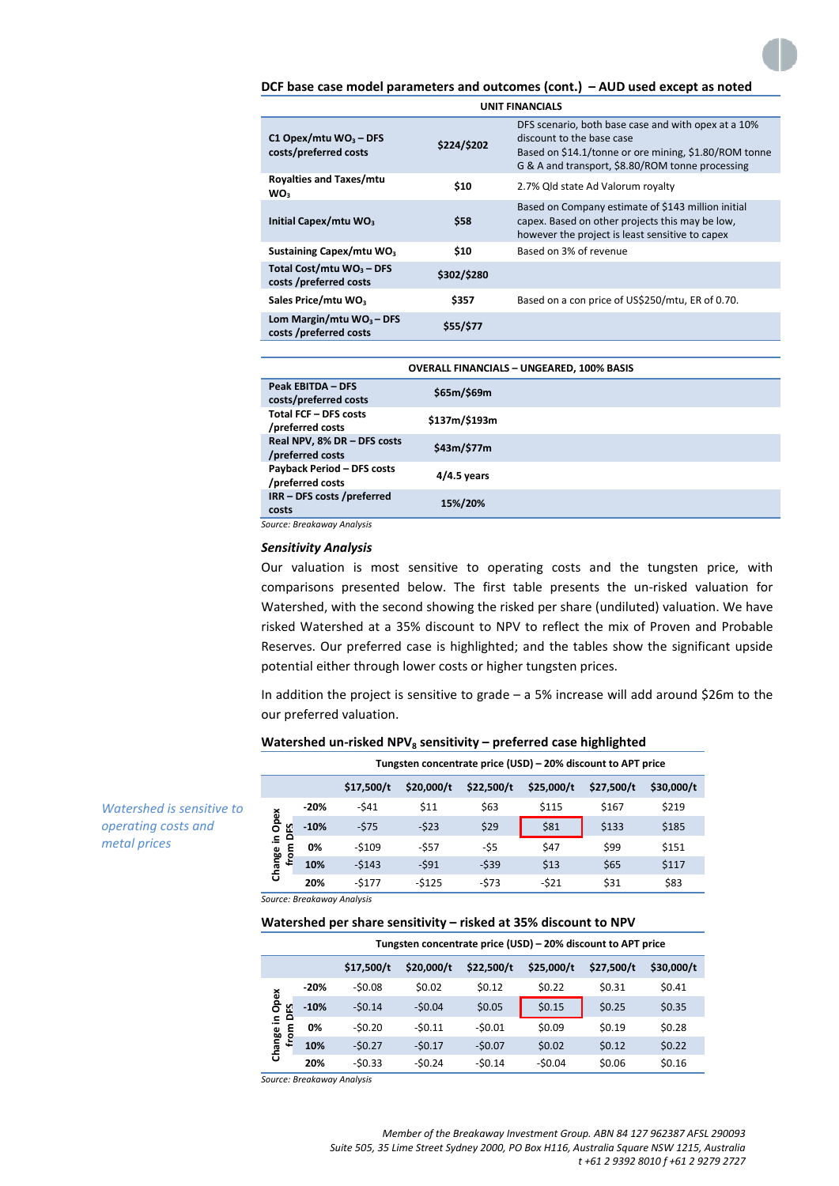## DCF base case model parameters and outcomes (cont.) – AUD used except as noted

| UNIT FINANCIALS | | |
|---|---|---|
| **C1 Opex/mtu $WO_3$ – DFS costs/preferred costs** | **$224/$202** | DFS scenario, both base case and with opex at a 10% discount to the base case<br>Based on $14.1/tonne or ore mining, $1.80/ROM tonne G & A and transport, $8.80/ROM tonne processing |
| **Royalties and Taxes/mtu $WO_3$** | **$10** | 2.7% Qld state Ad Valorum royalty |
| **Initial Capex/mtu $WO_3$** | **$58** | Based on Company estimate of $143 million initial capex. Based on other projects this may be low, however the project is least sensitive to capex |
| **Sustaining Capex/mtu $WO_3$** | **$10** | Based on 3% of revenue |
| **Total Cost/mtu $WO_3$ – DFS costs /preferred costs** | **$302/$280** | |
| **Sales Price/mtu $WO_3$** | **$357** | Based on a con price of US$250/mtu, ER of 0.70. |
| **Lom Margin/mtu $WO_3$ – DFS costs /preferred costs** | **$55/$77** | |

| OVERALL FINANCIALS – UNGEARED, 100% BASIS | |
|---|---|
| **Peak EBITDA – DFS costs/preferred costs** | **$65m/$69m** |
| **Total FCF – DFS costs /preferred costs** | **$137m/$193m** |
| **Real NPV, 8% DR – DFS costs /preferred costs** | **$43m/$77m** |
| **Payback Period – DFS costs /preferred costs** | **4/4.5 years** |
| **IRR – DFS costs /preferred costs** | **15%/20%** |

*Source: Breakaway Analysis*

### *Sensitivity Analysis*

Our valuation is most sensitive to operating costs and the tungsten price, with comparisons presented below. The first table presents the un-risked valuation for Watershed, with the second showing the risked per share (undiluted) valuation. We have risked Watershed at a 35% discount to NPV to reflect the mix of Proven and Probable Reserves. Our preferred case is highlighted; and the tables show the significant upside potential either through lower costs or higher tungsten prices.

*Watershed is sensitive to operating costs and metal prices*

In addition the project is sensitive to grade – a 5% increase will add around $26m to the our preferred valuation.

**Watershed un-risked $NPV_8$ sensitivity – preferred case highlighted**

| | | Tungsten concentrate price (USD) – 20% discount to APT price | | | | | |
|---|---|---|---|---|---|---|---|
| | | **$17,500/t** | **$20,000/t** | **$22,500/t** | **$25,000/t** | **$27,500/t** | **$30,000/t** |
| **Change in Opex from DFS** | **-20%** | -$41 | $11 | $63 | $115 | $167 | $219 |
| | **-10%** | -$75 | -$23 | $29 | **$81** | $133 | $185 |
| | **0%** | -$109 | -$57 | -$5 | $47 | $99 | $151 |
| | **10%** | -$143 | -$91 | -$39 | $13 | $65 | $117 |
| | **20%** | -$177 | -$125 | -$73 | -$21 | $31 | $83 |

*Source: Breakaway Analysis*

**Watershed per share sensitivity – risked at 35% discount to NPV**

| | | Tungsten concentrate price (USD) – 20% discount to APT price | | | | | |
|---|---|---|---|---|---|---|---|
| | | **$17,500/t** | **$20,000/t** | **$22,500/t** | **$25,000/t** | **$27,500/t** | **$30,000/t** |
| **Change in Opex from DFS** | **-20%** | -$0.08 | $0.02 | $0.12 | $0.22 | $0.31 | $0.41 |
| | **-10%** | -$0.14 | -$0.04 | $0.05 | **$0.15** | $0.25 | $0.35 |
| | **0%** | -$0.20 | -$0.11 | -$0.01 | $0.09 | $0.19 | $0.28 |
| | **10%** | -$0.27 | -$0.17 | -$0.07 | $0.02 | $0.12 | $0.22 |
| | **20%** | -$0.33 | -$0.24 | -$0.14 | -$0.04 | $0.06 | $0.16 |

*Source: Breakaway Analysis*

*Member of the Breakaway Investment Group. ABN 84 127 962387 AFSL 290093*
*Suite 505, 35 Lime Street Sydney 2000, PO Box H116, Australia Square NSW 1215, Australia*
*t +61 2 9392 8010 f +61 2 9279 2727*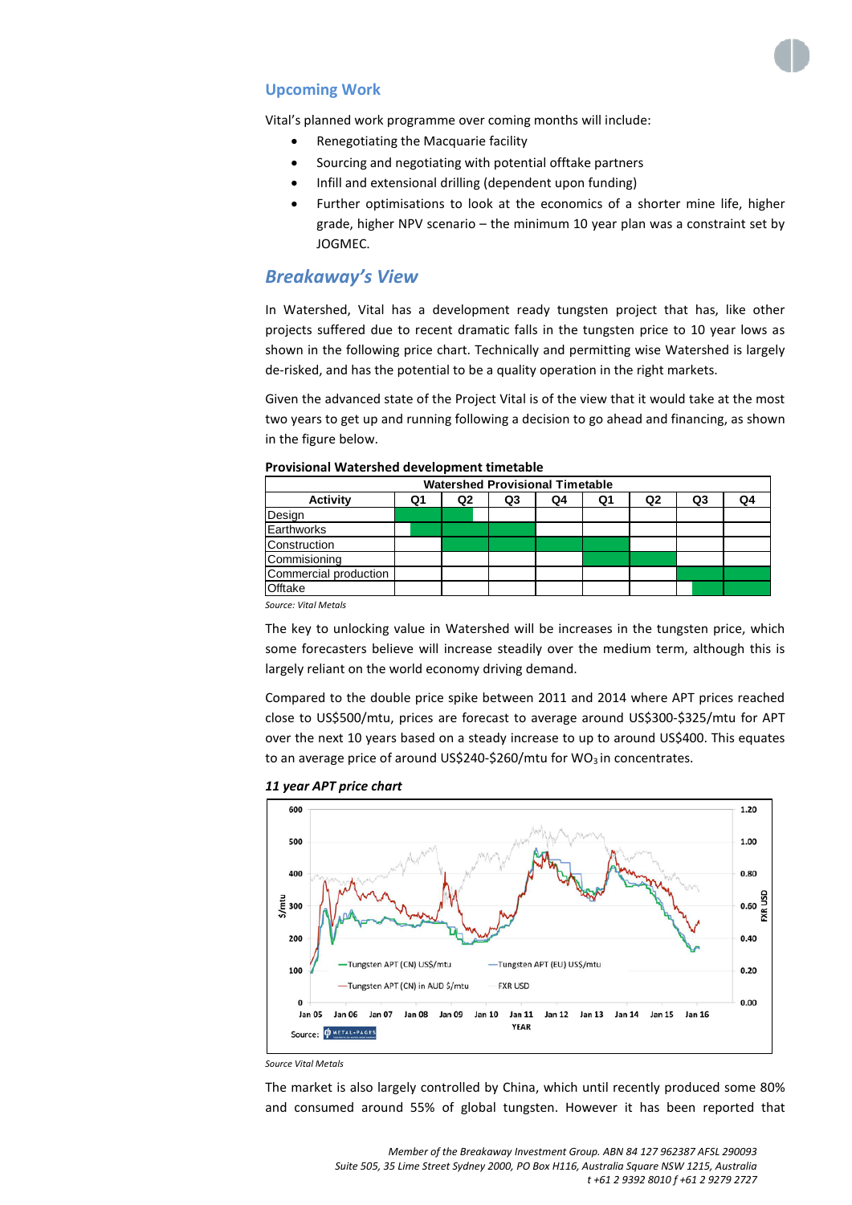## Upcoming Work

Vital's planned work programme over coming months will include:

- Renegotiating the Macquarie facility
- Sourcing and negotiating with potential offtake partners
- Infill and extensional drilling (dependent upon funding)
- Further optimisations to look at the economics of a shorter mine life, higher grade, higher NPV scenario – the minimum 10 year plan was a constraint set by JOGMEC.

## *Breakaway's View*

In Watershed, Vital has a development ready tungsten project that has, like other projects suffered due to recent dramatic falls in the tungsten price to 10 year lows as shown in the following price chart. Technically and permitting wise Watershed is largely de-risked, and has the potential to be a quality operation in the right markets.

Given the advanced state of the Project Vital is of the view that it would take at the most two years to get up and running following a decision to go ahead and financing, as shown in the figure below.

**Provisional Watershed development timetable**

| Watershed Provisional Timetable | | | | | | | | |
|---|---|---|---|---|---|---|---|---|
| **Activity** | **Q1** | **Q2** | **Q3** | **Q4** | **Q1** | **Q2** | **Q3** | **Q4** |
| Design | ■ | ■ | | | | | | |
| Earthworks | ■ | ■ | ■ | | | | | |
| Construction | | ■ | ■ | ■ | ■ | | | |
| Commisioning | | | | | ■ | ■ | | |
| Commercial production | | | | | | | ■ | ■ |
| Offtake | | | | | | | ■ | ■ |

*Source: Vital Metals*

The key to unlocking value in Watershed will be increases in the tungsten price, which some forecasters believe will increase steadily over the medium term, although this is largely reliant on the world economy driving demand.

Compared to the double price spike between 2011 and 2014 where APT prices reached close to US\$500/mtu, prices are forecast to average around US\$300-\$325/mtu for APT over the next 10 years based on a steady increase to up to around US\$400. This equates to an average price of around US\$240-\$260/mtu for $WO_3$ in concentrates.

***11 year APT price chart***

*Source Vital Metals*

The market is also largely controlled by China, which until recently produced some 80% and consumed around 55% of global tungsten. However it has been reported that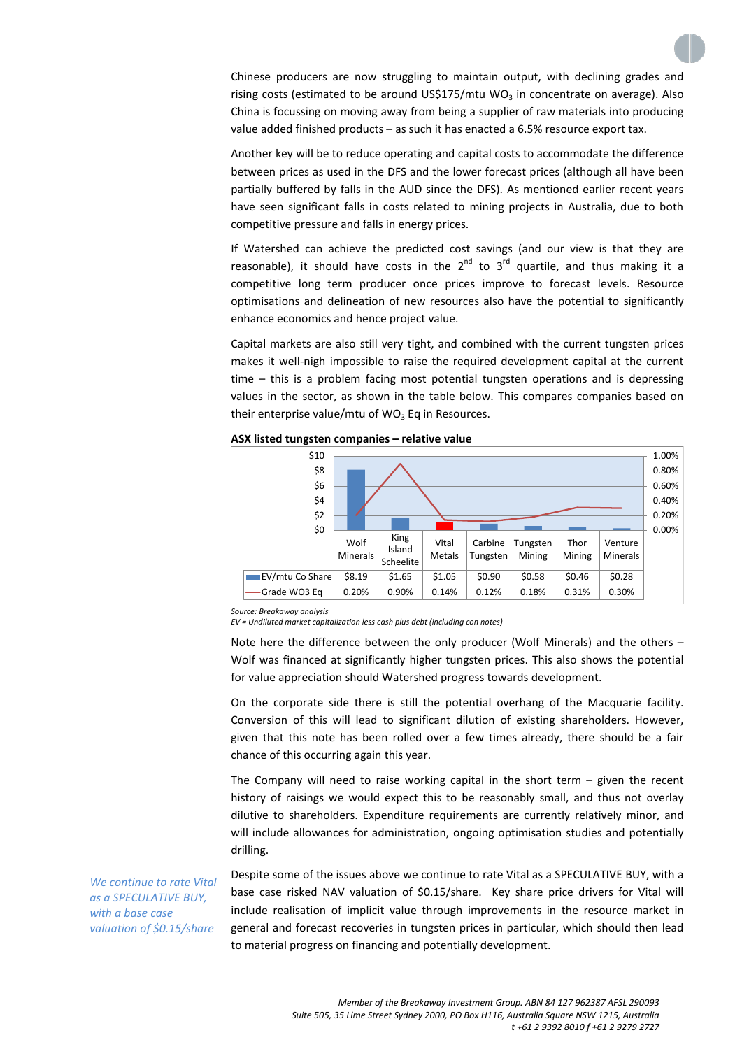Chinese producers are now struggling to maintain output, with declining grades and rising costs (estimated to be around US$175/mtu $WO_3$ in concentrate on average). Also China is focussing on moving away from being a supplier of raw materials into producing value added finished products – as such it has enacted a 6.5% resource export tax.

Another key will be to reduce operating and capital costs to accommodate the difference between prices as used in the DFS and the lower forecast prices (although all have been partially buffered by falls in the AUD since the DFS). As mentioned earlier recent years have seen significant falls in costs related to mining projects in Australia, due to both competitive pressure and falls in energy prices.

If Watershed can achieve the predicted cost savings (and our view is that they are reasonable), it should have costs in the 2nd to 3rd quartile, and thus making it a competitive long term producer once prices improve to forecast levels. Resource optimisations and delineation of new resources also have the potential to significantly enhance economics and hence project value.

Capital markets are also still very tight, and combined with the current tungsten prices makes it well-nigh impossible to raise the required development capital at the current time – this is a problem facing most potential tungsten operations and is depressing values in the sector, as shown in the table below. This compares companies based on their enterprise value/mtu of $WO_3$ Eq in Resources.

**ASX listed tungsten companies – relative value**

| | Wolf Minerals | King Island Scheelite | Vital Metals | Carbine Tungsten | Tungsten Mining | Thor Mining | Venture Minerals |
|---|---|---|---|---|---|---|---|
| EV/mtu Co Share | $8.19 | $1.65 | $1.05 | $0.90 | $0.58 | $0.46 | $0.28 |
| Grade WO3 Eq | 0.20% | 0.90% | 0.14% | 0.12% | 0.18% | 0.31% | 0.30% |

*Source: Breakaway analysis*
*EV = Undiluted market capitalization less cash plus debt (including con notes)*

Note here the difference between the only producer (Wolf Minerals) and the others – Wolf was financed at significantly higher tungsten prices. This also shows the potential for value appreciation should Watershed progress towards development.

On the corporate side there is still the potential overhang of the Macquarie facility. Conversion of this will lead to significant dilution of existing shareholders. However, given that this note has been rolled over a few times already, there should be a fair chance of this occurring again this year.

The Company will need to raise working capital in the short term – given the recent history of raisings we would expect this to be reasonably small, and thus not overlay dilutive to shareholders. Expenditure requirements are currently relatively minor, and will include allowances for administration, ongoing optimisation studies and potentially drilling.

*We continue to rate Vital as a SPECULATIVE BUY, with a base case valuation of $0.15/share*

Despite some of the issues above we continue to rate Vital as a SPECULATIVE BUY, with a base case risked NAV valuation of $0.15/share. Key share price drivers for Vital will include realisation of implicit value through improvements in the resource market in general and forecast recoveries in tungsten prices in particular, which should then lead to material progress on financing and potentially development.

*Member of the Breakaway Investment Group. ABN 84 127 962387 AFSL 290093*
*Suite 505, 35 Lime Street Sydney 2000, PO Box H116, Australia Square NSW 1215, Australia*
*t +61 2 9392 8010 f +61 2 9279 2727*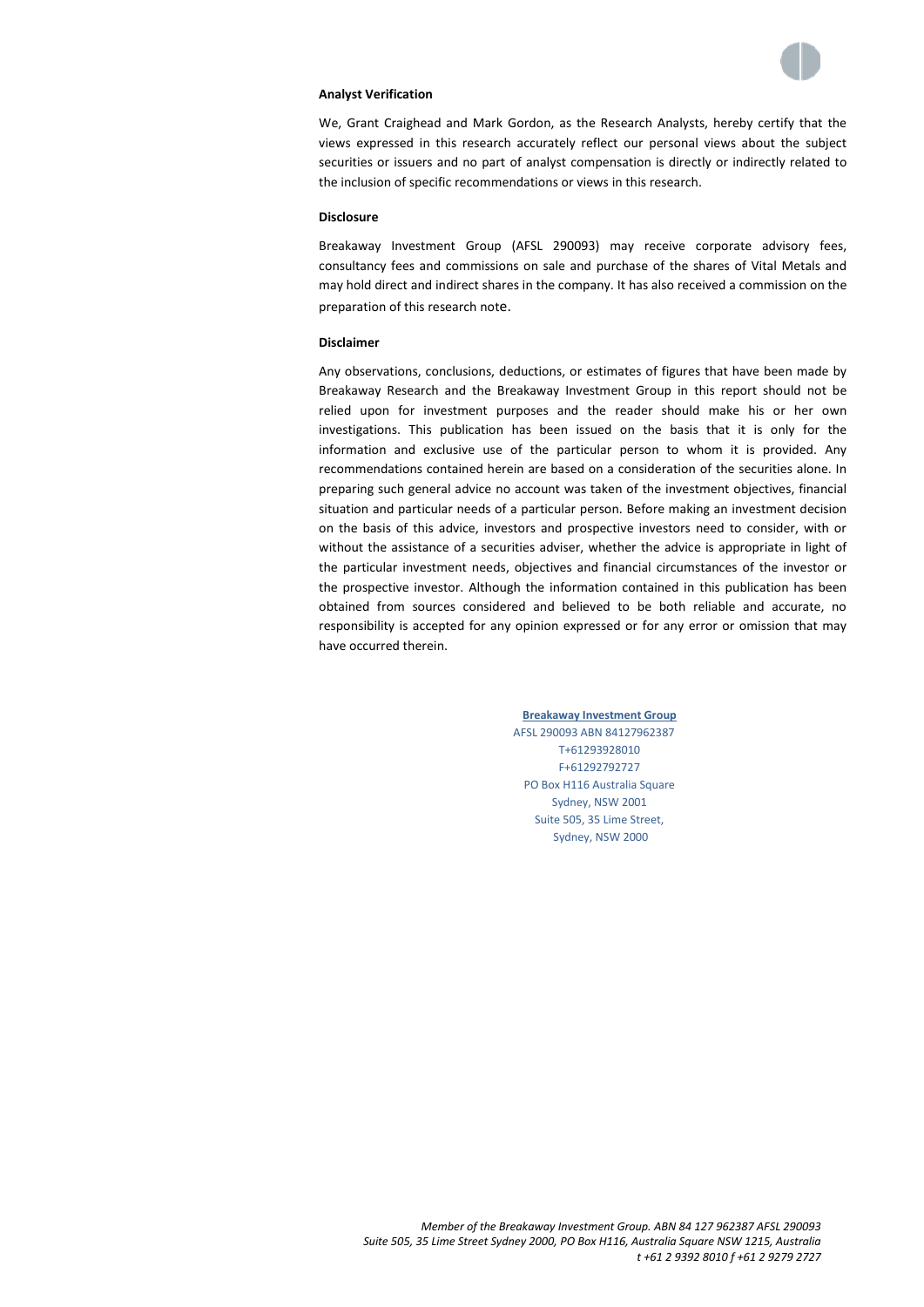**Analyst Verification**

We, Grant Craighead and Mark Gordon, as the Research Analysts, hereby certify that the views expressed in this research accurately reflect our personal views about the subject securities or issuers and no part of analyst compensation is directly or indirectly related to the inclusion of specific recommendations or views in this research.

**Disclosure**

Breakaway Investment Group (AFSL 290093) may receive corporate advisory fees, consultancy fees and commissions on sale and purchase of the shares of Vital Metals and may hold direct and indirect shares in the company. It has also received a commission on the preparation of this research note.

**Disclaimer**

Any observations, conclusions, deductions, or estimates of figures that have been made by Breakaway Research and the Breakaway Investment Group in this report should not be relied upon for investment purposes and the reader should make his or her own investigations. This publication has been issued on the basis that it is only for the information and exclusive use of the particular person to whom it is provided. Any recommendations contained herein are based on a consideration of the securities alone. In preparing such general advice no account was taken of the investment objectives, financial situation and particular needs of a particular person. Before making an investment decision on the basis of this advice, investors and prospective investors need to consider, with or without the assistance of a securities adviser, whether the advice is appropriate in light of the particular investment needs, objectives and financial circumstances of the investor or the prospective investor. Although the information contained in this publication has been obtained from sources considered and believed to be both reliable and accurate, no responsibility is accepted for any opinion expressed or for any error or omission that may have occurred therein.

**Breakaway Investment Group**
AFSL 290093 ABN 84127962387
T+61293928010
F+61292792727
PO Box H116 Australia Square
Sydney, NSW 2001
Suite 505, 35 Lime Street,
Sydney, NSW 2000